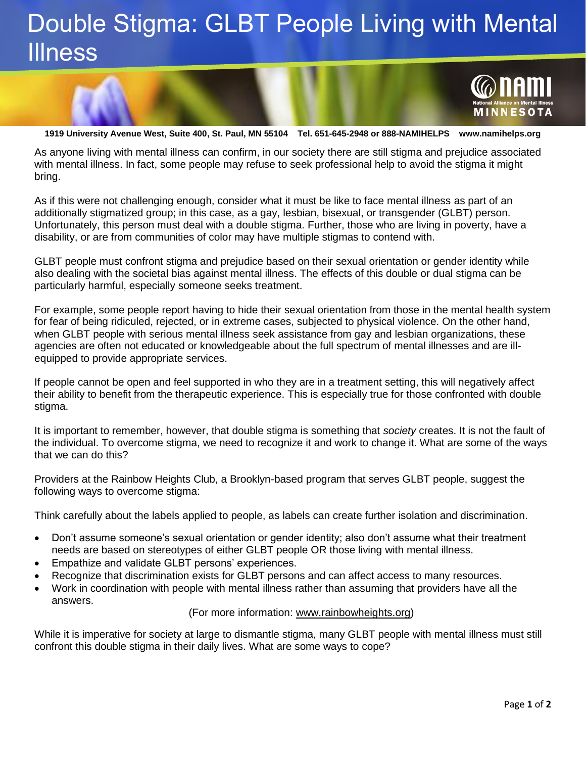# Double Stigma: GLBT People Living with Mental Illness

NAMI National Alliance on Mental Illness MINNESOTA

**1919 University Avenue West, Suite 400, St. Paul, MN 55104    Tel. 651-645-2948 or 888-NAMIHELPS    www.namihelps.org**

As anyone living with mental illness can confirm, in our society there are still stigma and prejudice associated with mental illness. In fact, some people may refuse to seek professional help to avoid the stigma it might bring.

As if this were not challenging enough, consider what it must be like to face mental illness as part of an additionally stigmatized group; in this case, as a gay, lesbian, bisexual, or transgender (GLBT) person. Unfortunately, this person must deal with a double stigma. Further, those who are living in poverty, have a disability, or are from communities of color may have multiple stigmas to contend with.

GLBT people must confront stigma and prejudice based on their sexual orientation or gender identity while also dealing with the societal bias against mental illness. The effects of this double or dual stigma can be particularly harmful, especially someone seeks treatment.

For example, some people report having to hide their sexual orientation from those in the mental health system for fear of being ridiculed, rejected, or in extreme cases, subjected to physical violence. On the other hand, when GLBT people with serious mental illness seek assistance from gay and lesbian organizations, these agencies are often not educated or knowledgeable about the full spectrum of mental illnesses and are ill-equipped to provide appropriate services.

If people cannot be open and feel supported in who they are in a treatment setting, this will negatively affect their ability to benefit from the therapeutic experience. This is especially true for those confronted with double stigma.

It is important to remember, however, that double stigma is something that *society* creates. It is not the fault of the individual. To overcome stigma, we need to recognize it and work to change it. What are some of the ways that we can do this?

Providers at the Rainbow Heights Club, a Brooklyn-based program that serves GLBT people, suggest the following ways to overcome stigma:

Think carefully about the labels applied to people, as labels can create further isolation and discrimination.

- Don't assume someone's sexual orientation or gender identity; also don't assume what their treatment needs are based on stereotypes of either GLBT people OR those living with mental illness.
- Empathize and validate GLBT persons' experiences.
- Recognize that discrimination exists for GLBT persons and can affect access to many resources.
- Work in coordination with people with mental illness rather than assuming that providers have all the answers.

(For more information: www.rainbowheights.org)

While it is imperative for society at large to dismantle stigma, many GLBT people with mental illness must still confront this double stigma in their daily lives. What are some ways to cope?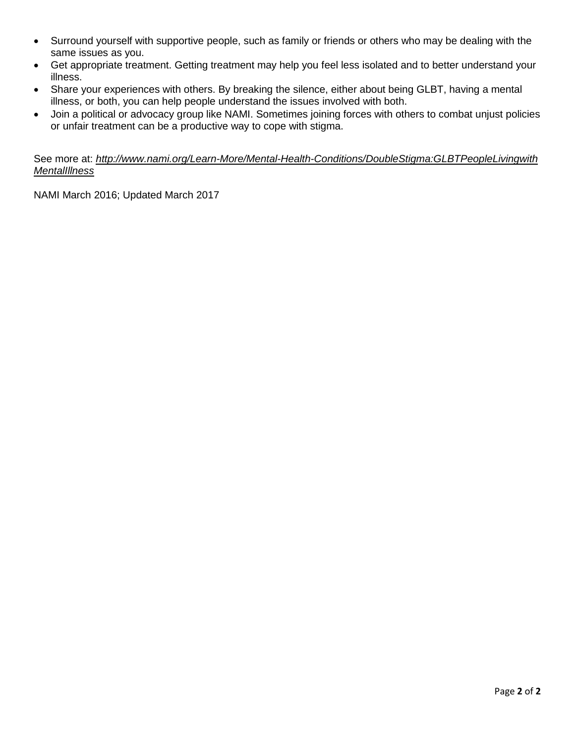- Surround yourself with supportive people, such as family or friends or others who may be dealing with the same issues as you.
- Get appropriate treatment. Getting treatment may help you feel less isolated and to better understand your illness.
- Share your experiences with others. By breaking the silence, either about being GLBT, having a mental illness, or both, you can help people understand the issues involved with both.
- Join a political or advocacy group like NAMI. Sometimes joining forces with others to combat unjust policies or unfair treatment can be a productive way to cope with stigma.

See more at: *http://www.nami.org/Learn-More/Mental-Health-Conditions/DoubleStigma:GLBTPeopleLivingwithMentalIllness*

NAMI March 2016; Updated March 2017